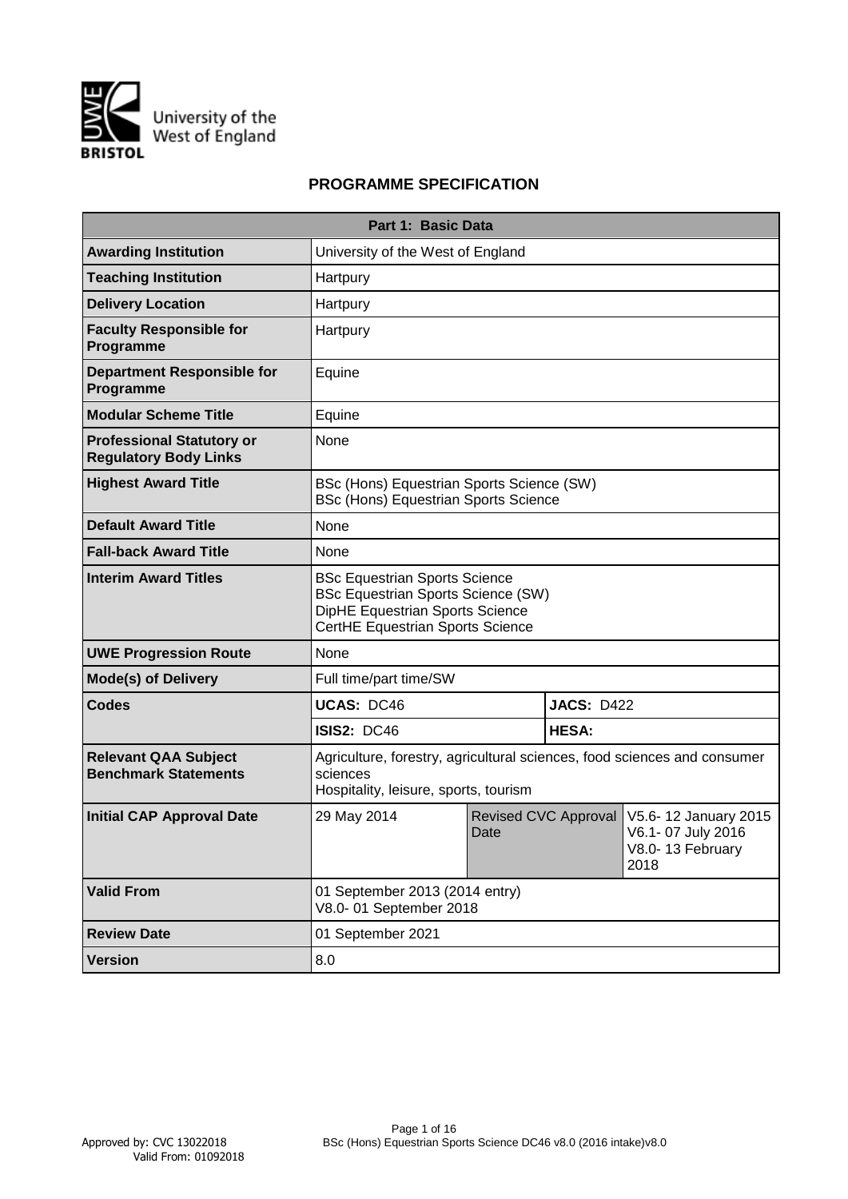University of the West of England

BRISTOL

# PROGRAMME SPECIFICATION

| Part 1: Basic Data | | | |
|---|---|---|---|
| **Awarding Institution** | University of the West of England | | |
| **Teaching Institution** | Hartpury | | |
| **Delivery Location** | Hartpury | | |
| **Faculty Responsible for Programme** | Hartpury | | |
| **Department Responsible for Programme** | Equine | | |
| **Modular Scheme Title** | Equine | | |
| **Professional Statutory or Regulatory Body Links** | None | | |
| **Highest Award Title** | BSc (Hons) Equestrian Sports Science (SW)<br>BSc (Hons) Equestrian Sports Science | | |
| **Default Award Title** | None | | |
| **Fall-back Award Title** | None | | |
| **Interim Award Titles** | BSc Equestrian Sports Science<br>BSc Equestrian Sports Science (SW)<br>DipHE Equestrian Sports Science<br>CertHE Equestrian Sports Science | | |
| **UWE Progression Route** | None | | |
| **Mode(s) of Delivery** | Full time/part time/SW | | |
| **Codes** | **UCAS:** DC46 | **JACS:** D422 | |
| | **ISIS2:** DC46 | **HESA:** | |
| **Relevant QAA Subject Benchmark Statements** | Agriculture, forestry, agricultural sciences, food sciences and consumer sciences<br>Hospitality, leisure, sports, tourism | | |
| **Initial CAP Approval Date** | 29 May 2014 | Revised CVC Approval Date | V5.6- 12 January 2015<br>V6.1- 07 July 2016<br>V8.0- 13 February 2018 |
| **Valid From** | 01 September 2013 (2014 entry)<br>V8.0- 01 September 2018 | | |
| **Review Date** | 01 September 2021 | | |
| **Version** | 8.0 | | |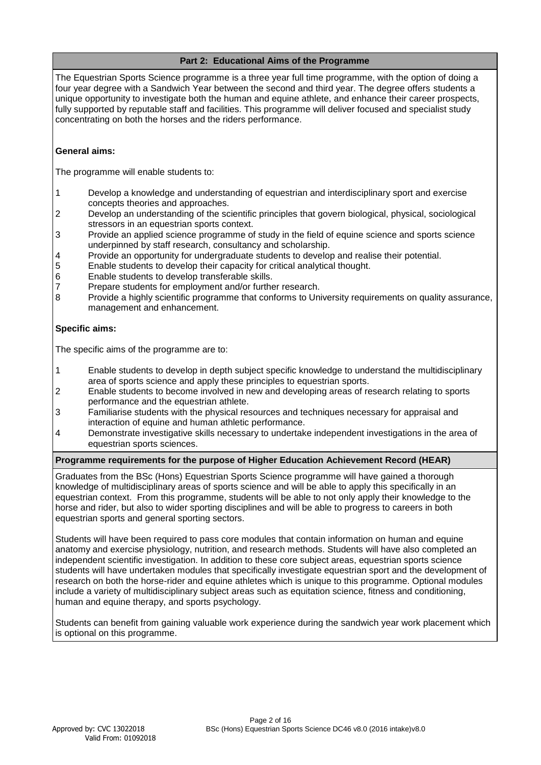## Part 2: Educational Aims of the Programme

The Equestrian Sports Science programme is a three year full time programme, with the option of doing a four year degree with a Sandwich Year between the second and third year. The degree offers students a unique opportunity to investigate both the human and equine athlete, and enhance their career prospects, fully supported by reputable staff and facilities. This programme will deliver focused and specialist study concentrating on both the horses and the riders performance.

**General aims:**

The programme will enable students to:

1. Develop a knowledge and understanding of equestrian and interdisciplinary sport and exercise concepts theories and approaches.
2. Develop an understanding of the scientific principles that govern biological, physical, sociological stressors in an equestrian sports context.
3. Provide an applied science programme of study in the field of equine science and sports science underpinned by staff research, consultancy and scholarship.
4. Provide an opportunity for undergraduate students to develop and realise their potential.
5. Enable students to develop their capacity for critical analytical thought.
6. Enable students to develop transferable skills.
7. Prepare students for employment and/or further research.
8. Provide a highly scientific programme that conforms to University requirements on quality assurance, management and enhancement.

**Specific aims:**

The specific aims of the programme are to:

1. Enable students to develop in depth subject specific knowledge to understand the multidisciplinary area of sports science and apply these principles to equestrian sports.
2. Enable students to become involved in new and developing areas of research relating to sports performance and the equestrian athlete.
3. Familiarise students with the physical resources and techniques necessary for appraisal and interaction of equine and human athletic performance.
4. Demonstrate investigative skills necessary to undertake independent investigations in the area of equestrian sports sciences.

## Programme requirements for the purpose of Higher Education Achievement Record (HEAR)

Graduates from the BSc (Hons) Equestrian Sports Science programme will have gained a thorough knowledge of multidisciplinary areas of sports science and will be able to apply this specifically in an equestrian context. From this programme, students will be able to not only apply their knowledge to the horse and rider, but also to wider sporting disciplines and will be able to progress to careers in both equestrian sports and general sporting sectors.

Students will have been required to pass core modules that contain information on human and equine anatomy and exercise physiology, nutrition, and research methods. Students will have also completed an independent scientific investigation. In addition to these core subject areas, equestrian sports science students will have undertaken modules that specifically investigate equestrian sport and the development of research on both the horse-rider and equine athletes which is unique to this programme. Optional modules include a variety of multidisciplinary subject areas such as equitation science, fitness and conditioning, human and equine therapy, and sports psychology.

Students can benefit from gaining valuable work experience during the sandwich year work placement which is optional on this programme.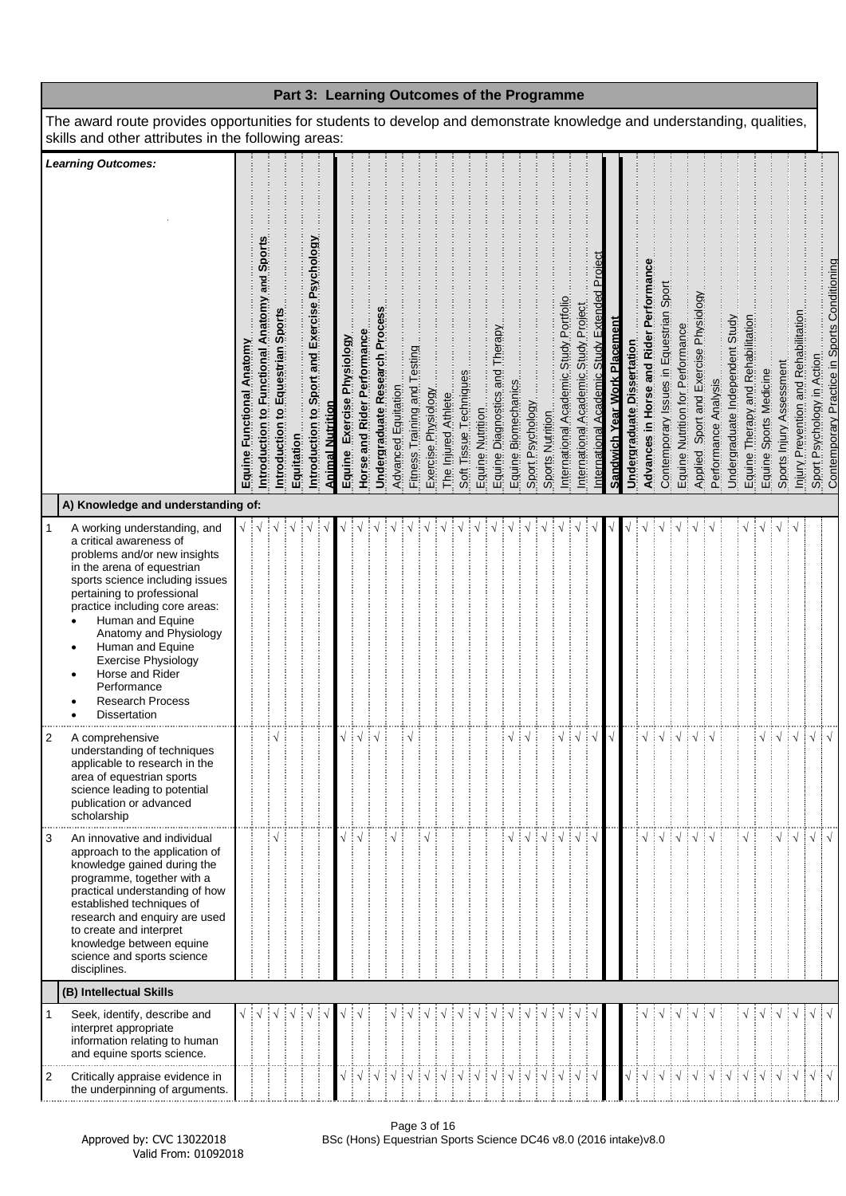## Part 3: Learning Outcomes of the Programme

The award route provides opportunities for students to develop and demonstrate knowledge and understanding, qualities, skills and other attributes in the following areas:

| | Learning Outcomes: | Equine Functional Anatomy | Introduction to Functional Anatomy and Sports | Introduction to Equestrian Sports | Equitation | Introduction to Sport and Exercise Psychology | Animal Nutrition | Equine Exercise Physiology | Horse and Rider Performance | Undergraduate Research Process | Advanced Equitation | Fitness Training and Testing | Exercise Physiology | The Injured Athlete | Soft Tissue Techniques | Equine Nutrition | Equine Diagnostics and Therapy | Equine Biomechanics | Sport Psychology | Sports Nutrition | International Academic Study Portfolio | International Academic Study Project | International Academic Study Extended Project | Sandwich Year Work Placement | Undergraduate Dissertation | Advances in Horse and Rider Performance | Contemporary Issues in Equestrian Sport | Equine Nutrition for Performance | Applied Sport and Exercise Physiology | Performance Analysis | Undergraduate Independent Study | Equine Therapy and Rehabilitation | Equine Sports Medicine | Sports Injury Assessment | Injury Prevention and Rehabilitation | Sport Psychology in Action | Contemporary Practice in Sports Conditioning |
|---|---|---|---|---|---|---|---|---|---|---|---|---|---|---|---|---|---|---|---|---|---|---|---|---|---|---|---|---|---|---|---|---|---|---|---|---|---|
| | **A) Knowledge and understanding of:** | | | | | | | | | | | | | | | | | | | | | | | | | | | | | | | | | | | | |
| 1 | A working understanding, and a critical awareness of problems and/or new insights in the arena of equestrian sports science including issues pertaining to professional practice including core areas:<br>• Human and Equine Anatomy and Physiology<br>• Human and Equine Exercise Physiology<br>• Horse and Rider Performance<br>• Research Process<br>• Dissertation | √ | √ | √ | √ | √ | √ | √ | √ | √ | √ | √ | √ | √ | √ | √ | √ | √ | √ | √ | √ | √ | √ | √ | √ | √ | √ | √ | √ | √ | | √ | √ | √ | √ | | |
| 2 | A comprehensive understanding of techniques applicable to research in the area of equestrian sports science leading to potential publication or advanced scholarship | | | √ | | | | √ | √ | √ | | √ | | | | | | √ | √ | | √ | √ | √ | √ | | √ | √ | √ | √ | √ | | | √ | √ | √ | √ | √ |
| 3 | An innovative and individual approach to the application of knowledge gained during the programme, together with a practical understanding of how established techniques of research and enquiry are used to create and interpret knowledge between equine science and sports science disciplines. | | | √ | | | | √ | √ | | √ | | √ | | | | | √ | √ | √ | √ | √ | √ | | | √ | √ | √ | √ | √ | | √ | | √ | √ | √ | √ |
| | **(B) Intellectual Skills** | | | | | | | | | | | | | | | | | | | | | | | | | | | | | | | | | | | | |
| 1 | Seek, identify, describe and interpret appropriate information relating to human and equine sports science. | √ | √ | √ | √ | √ | √ | √ | √ | | √ | √ | √ | √ | √ | √ | √ | √ | √ | √ | √ | √ | √ | | | √ | √ | √ | √ | √ | | √ | √ | √ | √ | √ | √ |
| 2 | Critically appraise evidence in the underpinning of arguments. | | | | | | | √ | √ | √ | √ | √ | √ | √ | √ | √ | √ | √ | √ | √ | √ | √ | √ | | √ | √ | √ | √ | √ | √ | √ | √ | √ | √ | √ | √ | √ |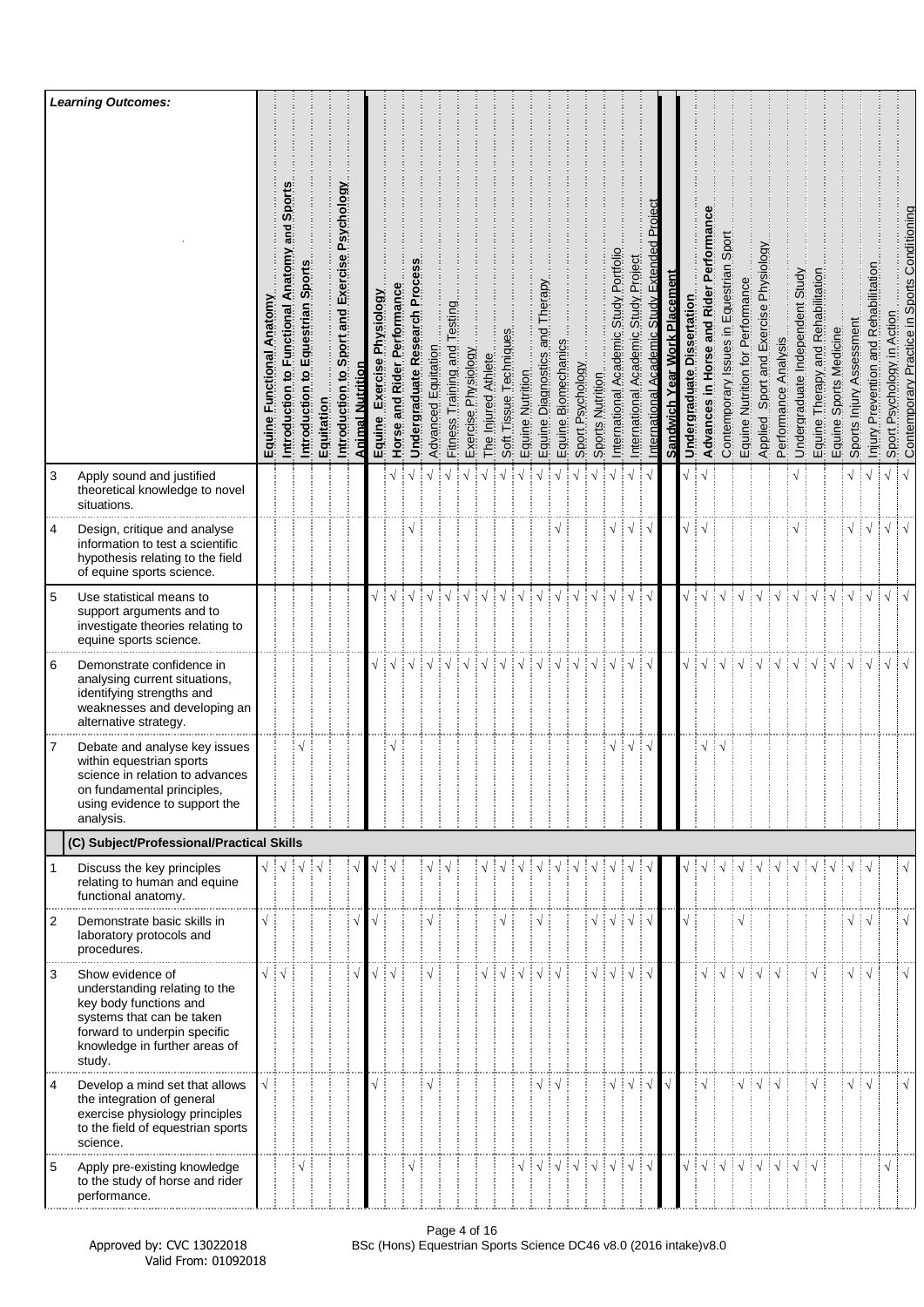| | Learning Outcomes: | Equine Functional Anatomy | Introduction to Functional Anatomy and Sports | Introduction to Equestrian Sports | Equitation | Introduction to Sport and Exercise Psychology | Animal Nutrition | Equine Exercise Physiology | Horse and Rider Performance | Undergraduate Research Process | Advanced Equitation | Fitness Training and Testing | Exercise Physiology | The Injured Athlete | Soft Tissue Techniques | Equine Nutrition | Equine Diagnostics and Therapy | Equine Biomechanics | Sport Psychology | Sports Nutrition | International Academic Study Portfolio | International Academic Study Project | International Academic Study Extended Project | Sandwich Year Work Placement | Undergraduate Dissertation | Advances in Horse and Rider Performance | Contemporary Issues in Equestrian Sport | Equine Nutrition for Performance | Applied Sport and Exercise Physiology | Performance Analysis | Undergraduate Independent Study | Equine Therapy and Rehabilitation | Equine Sports Medicine | Sports Injury Assessment | Injury Prevention and Rehabilitation | Sport Psychology in Action | Contemporary Practice in Sports Conditioning |
|---|---|---|---|---|---|---|---|---|---|---|---|---|---|---|---|---|---|---|---|---|---|---|---|---|---|---|---|---|---|---|---|---|---|---|---|---|---|
| 3 | Apply sound and justified theoretical knowledge to novel situations. | | | | | | | | √ | √ | √ | √ | √ | √ | √ | √ | √ | √ | √ | √ | √ | √ | √ | | √ | √ | | | | | √ | | | √ | √ | √ | √ |
| 4 | Design, critique and analyse information to test a scientific hypothesis relating to the field of equine sports science. | | | | | | | | | √ | | | | | | | | √ | | | √ | √ | √ | | √ | √ | | | | | √ | | | √ | √ | √ | √ |
| 5 | Use statistical means to support arguments and to investigate theories relating to equine sports science. | | | | | | | √ | √ | √ | √ | √ | √ | √ | √ | √ | √ | √ | √ | √ | √ | √ | √ | | √ | √ | √ | √ | √ | √ | √ | √ | √ | √ | √ | √ | √ |
| 6 | Demonstrate confidence in analysing current situations, identifying strengths and weaknesses and developing an alternative strategy. | | | | | | | √ | √ | √ | √ | √ | √ | √ | √ | √ | √ | √ | √ | √ | √ | √ | √ | | √ | √ | √ | √ | √ | √ | √ | √ | √ | √ | √ | √ | √ |
| 7 | Debate and analyse key issues within equestrian sports science in relation to advances on fundamental principles, using evidence to support the analysis. | | | √ | | | | | √ | | | | | | | | | | | | √ | √ | √ | | | √ | √ | | | | | | | | | | |
| | **(C) Subject/Professional/Practical Skills** | | | | | | | | | | | | | | | | | | | | | | | | | | | | | | | | | | | | |
| 1 | Discuss the key principles relating to human and equine functional anatomy. | √ | √ | √ | √ | | √ | √ | √ | | √ | √ | | √ | √ | √ | √ | √ | √ | √ | √ | √ | √ | | √ | √ | √ | √ | √ | √ | √ | √ | √ | √ | √ | | √ |
| 2 | Demonstrate basic skills in laboratory protocols and procedures. | √ | | | | | √ | √ | | | √ | | | | √ | | √ | | | √ | √ | √ | √ | | √ | | | √ | | | | | | √ | √ | | √ |
| 3 | Show evidence of understanding relating to the key body functions and systems that can be taken forward to underpin specific knowledge in further areas of study. | √ | √ | | | | √ | √ | √ | | √ | | | √ | √ | √ | √ | √ | | √ | √ | √ | √ | | | √ | √ | √ | √ | √ | | √ | | √ | √ | | √ |
| 4 | Develop a mind set that allows the integration of general exercise physiology principles to the field of equestrian sports science. | √ | | | | | | √ | | | √ | | | | | | √ | √ | | | √ | √ | √ | √ | | √ | | √ | √ | √ | | √ | | √ | √ | | √ |
| 5 | Apply pre-existing knowledge to the study of horse and rider performance. | | | √ | | | | | | √ | | | | | | √ | √ | √ | √ | √ | √ | √ | √ | | √ | √ | √ | √ | √ | √ | √ | √ | | | | √ | |

Approved by: CVC 13022018
Valid From: 01092018

BSc (Hons) Equestrian Sports Science DC46 v8.0 (2016 intake)v8.0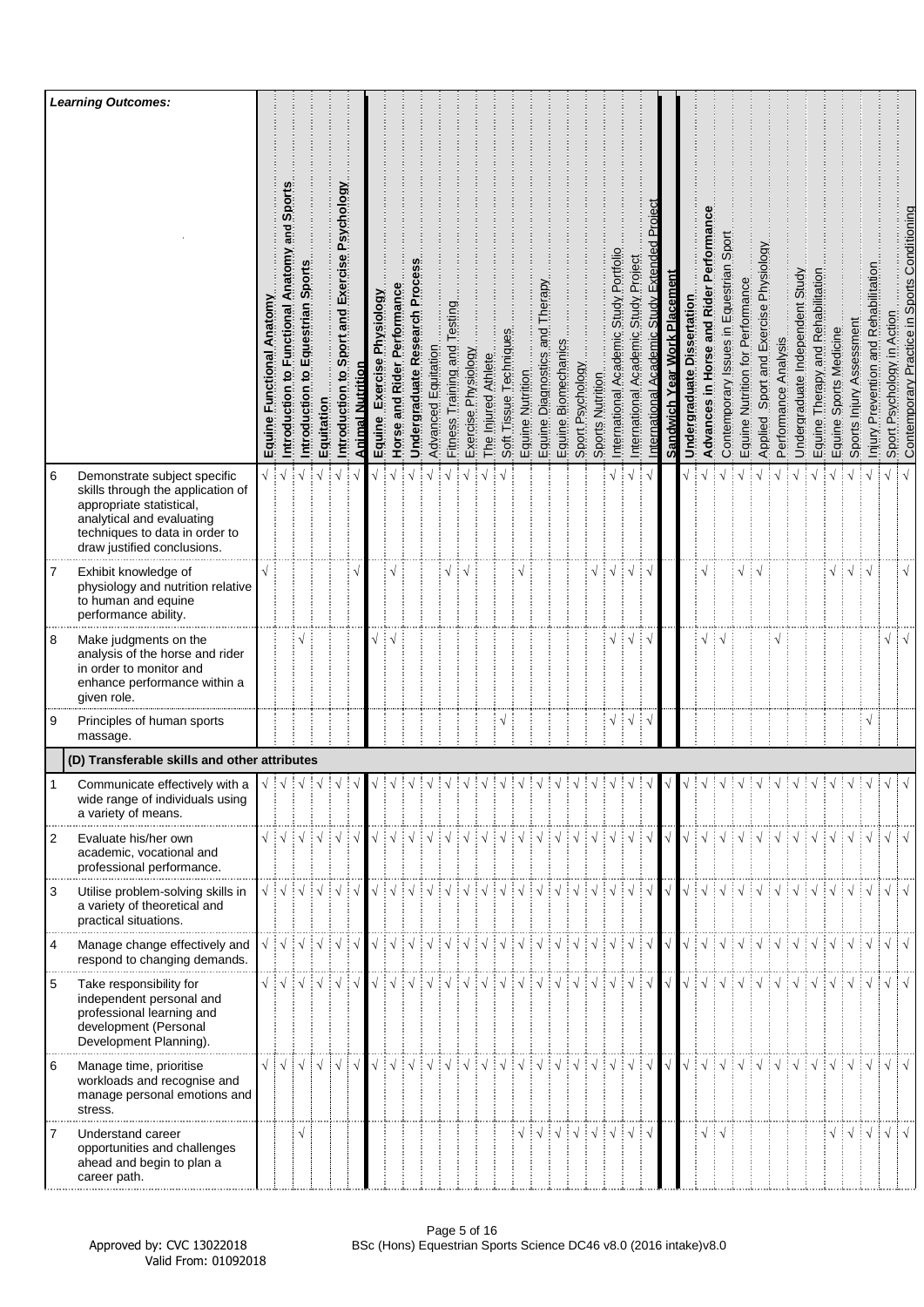| | *Learning Outcomes:* | Equine Functional Anatomy | Introduction to Functional Anatomy and Sports | Introduction to Equestrian Sports | Equitation | Introduction to Sport and Exercise Psychology | Animal Nutrition | Equine Exercise Physiology | Horse and Rider Performance | Undergraduate Research Process | Advanced Equitation | Fitness Training and Testing | Exercise Physiology | The Injured Athlete | Soft Tissue Techniques | Equine Nutrition | Equine Diagnostics and Therapy | Equine Biomechanics | Sport Psychology | Sports Nutrition | International Academic Study Portfolio | International Academic Study Project | International Academic Study Extended Project | Sandwich Year Work Placement | Undergraduate Dissertation | Advances in Horse and Rider Performance | Contemporary Issues in Equestrian Sport | Equine Nutrition for Performance | Applied Sport and Exercise Physiology | Performance Analysis | Undergraduate Independent Study | Equine Therapy and Rehabilitation | Equine Sports Medicine | Sports Injury Assessment | Injury Prevention and Rehabilitation | Sport Psychology in Action | Contemporary Practice in Sports Conditioning |
|---|---|---|---|---|---|---|---|---|---|---|---|---|---|---|---|---|---|---|---|---|---|---|---|---|---|---|---|---|---|---|---|---|---|---|---|---|---|
| 6 | Demonstrate subject specific skills through the application of appropriate statistical, analytical and evaluating techniques to data in order to draw justified conclusions. | √ | √ | √ | √ | √ | √ | √ | √ | √ | √ | √ | √ | √ | √ | | | | | | √ | √ | √ | | √ | √ | √ | √ | √ | √ | √ | √ | √ | √ | √ | √ | √ |
| 7 | Exhibit knowledge of physiology and nutrition relative to human and equine performance ability. | √ | | | | | √ | | √ | | | √ | √ | | | √ | | | | √ | √ | √ | √ | | | √ | | √ | √ | | | | √ | √ | √ | | √ |
| 8 | Make judgments on the analysis of the horse and rider in order to monitor and enhance performance within a given role. | | | √ | | | | √ | √ | | | | | | | | | | | | √ | √ | √ | | | √ | √ | | | √ | | | | | | √ | √ |
| 9 | Principles of human sports massage. | | | | | | | | | | | | | | √ | | | | | | √ | √ | √ | | | | | | | | | | | | √ | | |
| | **(D) Transferable skills and other attributes** | | | | | | | | | | | | | | | | | | | | | | | | | | | | | | | | | | | | |
| 1 | Communicate effectively with a wide range of individuals using a variety of means. | √ | √ | √ | √ | √ | √ | √ | √ | √ | √ | √ | √ | √ | √ | √ | √ | √ | √ | √ | √ | √ | √ | √ | √ | √ | √ | √ | √ | √ | √ | √ | √ | √ | √ | √ | √ |
| 2 | Evaluate his/her own academic, vocational and professional performance. | √ | √ | √ | √ | √ | √ | √ | √ | √ | √ | √ | √ | √ | √ | √ | √ | √ | √ | √ | √ | √ | √ | √ | √ | √ | √ | √ | √ | √ | √ | √ | √ | √ | √ | √ | √ |
| 3 | Utilise problem-solving skills in a variety of theoretical and practical situations. | √ | √ | √ | √ | √ | √ | √ | √ | √ | √ | √ | √ | √ | √ | √ | √ | √ | √ | √ | √ | √ | √ | √ | √ | √ | √ | √ | √ | √ | √ | √ | √ | √ | √ | √ | √ |
| 4 | Manage change effectively and respond to changing demands. | √ | √ | √ | √ | √ | √ | √ | √ | √ | √ | √ | √ | √ | √ | √ | √ | √ | √ | √ | √ | √ | √ | √ | √ | √ | √ | √ | √ | √ | √ | √ | √ | √ | √ | √ | √ |
| 5 | Take responsibility for independent personal and professional learning and development (Personal Development Planning). | √ | √ | √ | √ | √ | √ | √ | √ | √ | √ | √ | √ | √ | √ | √ | √ | √ | √ | √ | √ | √ | √ | √ | √ | √ | √ | √ | √ | √ | √ | √ | √ | √ | √ | √ | √ |
| 6 | Manage time, prioritise workloads and recognise and manage personal emotions and stress. | √ | √ | √ | √ | √ | √ | √ | √ | √ | √ | √ | √ | √ | √ | √ | √ | √ | √ | √ | √ | √ | √ | √ | √ | √ | √ | √ | √ | √ | √ | √ | √ | √ | √ | √ | √ |
| 7 | Understand career opportunities and challenges ahead and begin to plan a career path. | | | √ | | | | | | | | | | | | √ | √ | √ | √ | √ | √ | √ | √ | | | √ | √ | | | | | | √ | √ | √ | √ | √ |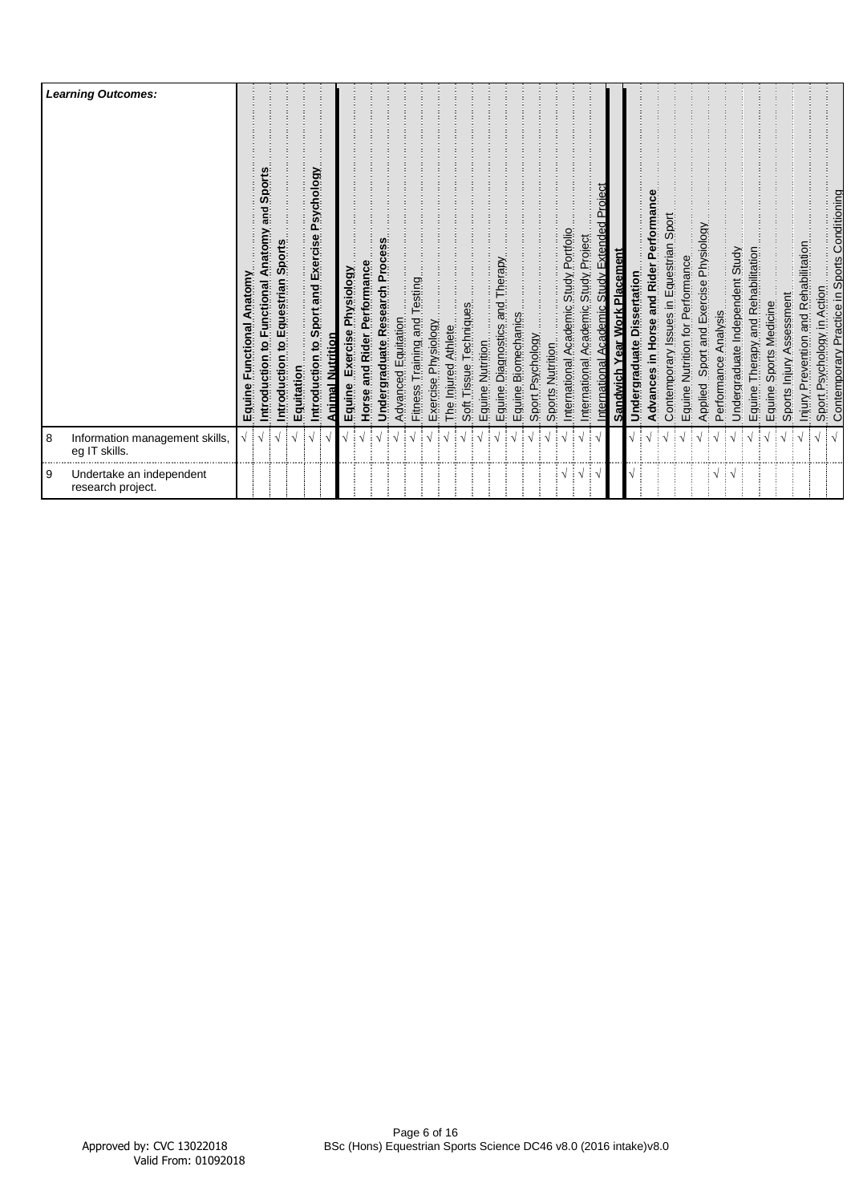| | Learning Outcomes: | Equine Functional Anatomy | Introduction to Functional Anatomy and Sports | Introduction to Equestrian Sports | Equitation | Introduction to Sport and Exercise Psychology | Animal Nutrition | Equine Exercise Physiology | Horse and Rider Performance | Undergraduate Research Process | Advanced Equitation | Fitness Training and Testing | Exercise Physiology | The Injured Athlete | Soft Tissue Techniques | Equine Nutrition | Equine Diagnostics and Therapy | Equine Biomechanics | Sport Psychology | Sports Nutrition | International Academic Study Portfolio | International Academic Study Project | International Academic Study Extended Project | Sandwich Year Work Placement | Undergraduate Dissertation | Advances in Horse and Rider Performance | Contemporary Issues in Equestrian Sport | Equine Nutrition for Performance | Applied Sport and Exercise Physiology | Performance Analysis | Undergraduate Independent Study | Equine Therapy and Rehabilitation | Equine Sports Medicine | Sports Injury Assessment | Injury Prevention and Rehabilitation | Sport Psychology in Action | Contemporary Practice in Sports Conditioning |
|---|---|---|---|---|---|---|---|---|---|---|---|---|---|---|---|---|---|---|---|---|---|---|---|---|---|---|---|---|---|---|---|---|---|---|---|---|---|
| 8 | Information management skills, eg IT skills. | √ | √ | √ | √ | √ | √ | √ | √ | √ | √ | √ | √ | √ | √ | √ | √ | √ | √ | √ | √ | √ | √ | | √ | √ | √ | √ | √ | √ | √ | √ | √ | √ | √ | √ | √ |
| 9 | Undertake an independent research project. | | | | | | | | | | | | | | | | | | | | √ | √ | √ | | √ | | | | | √ | √ | | | | | | |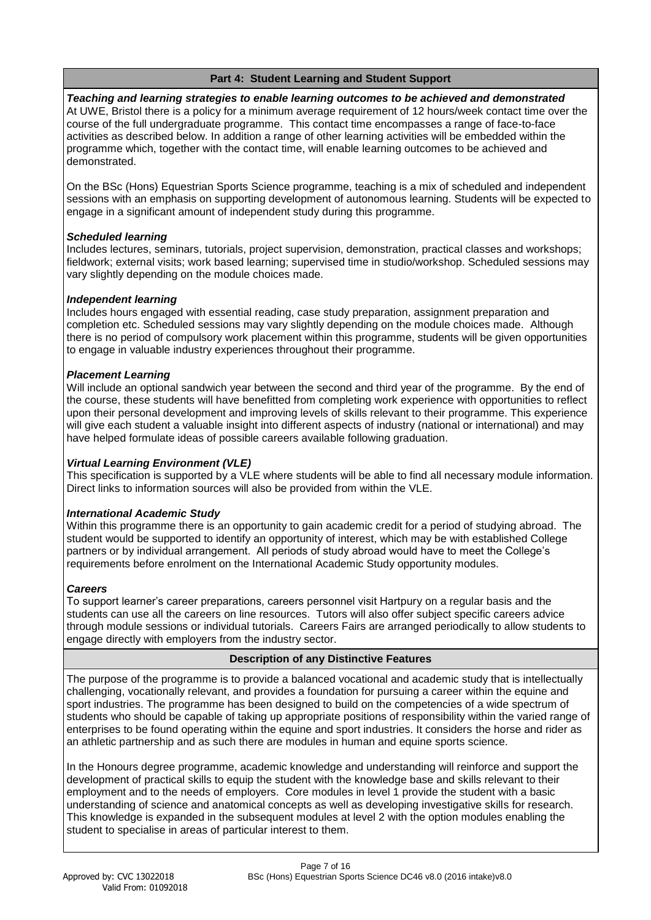## Part 4: Student Learning and Student Support

***Teaching and learning strategies to enable learning outcomes to be achieved and demonstrated***

At UWE, Bristol there is a policy for a minimum average requirement of 12 hours/week contact time over the course of the full undergraduate programme. This contact time encompasses a range of face-to-face activities as described below. In addition a range of other learning activities will be embedded within the programme which, together with the contact time, will enable learning outcomes to be achieved and demonstrated.

On the BSc (Hons) Equestrian Sports Science programme, teaching is a mix of scheduled and independent sessions with an emphasis on supporting development of autonomous learning. Students will be expected to engage in a significant amount of independent study during this programme.

***Scheduled learning***

Includes lectures, seminars, tutorials, project supervision, demonstration, practical classes and workshops; fieldwork; external visits; work based learning; supervised time in studio/workshop. Scheduled sessions may vary slightly depending on the module choices made.

***Independent learning***

Includes hours engaged with essential reading, case study preparation, assignment preparation and completion etc. Scheduled sessions may vary slightly depending on the module choices made. Although there is no period of compulsory work placement within this programme, students will be given opportunities to engage in valuable industry experiences throughout their programme.

***Placement Learning***

Will include an optional sandwich year between the second and third year of the programme. By the end of the course, these students will have benefitted from completing work experience with opportunities to reflect upon their personal development and improving levels of skills relevant to their programme. This experience will give each student a valuable insight into different aspects of industry (national or international) and may have helped formulate ideas of possible careers available following graduation.

***Virtual Learning Environment (VLE)***

This specification is supported by a VLE where students will be able to find all necessary module information. Direct links to information sources will also be provided from within the VLE.

***International Academic Study***

Within this programme there is an opportunity to gain academic credit for a period of studying abroad. The student would be supported to identify an opportunity of interest, which may be with established College partners or by individual arrangement. All periods of study abroad would have to meet the College's requirements before enrolment on the International Academic Study opportunity modules.

***Careers***

To support learner's career preparations, careers personnel visit Hartpury on a regular basis and the students can use all the careers on line resources. Tutors will also offer subject specific careers advice through module sessions or individual tutorials. Careers Fairs are arranged periodically to allow students to engage directly with employers from the industry sector.

## Description of any Distinctive Features

The purpose of the programme is to provide a balanced vocational and academic study that is intellectually challenging, vocationally relevant, and provides a foundation for pursuing a career within the equine and sport industries. The programme has been designed to build on the competencies of a wide spectrum of students who should be capable of taking up appropriate positions of responsibility within the varied range of enterprises to be found operating within the equine and sport industries. It considers the horse and rider as an athletic partnership and as such there are modules in human and equine sports science.

In the Honours degree programme, academic knowledge and understanding will reinforce and support the development of practical skills to equip the student with the knowledge base and skills relevant to their employment and to the needs of employers. Core modules in level 1 provide the student with a basic understanding of science and anatomical concepts as well as developing investigative skills for research. This knowledge is expanded in the subsequent modules at level 2 with the option modules enabling the student to specialise in areas of particular interest to them.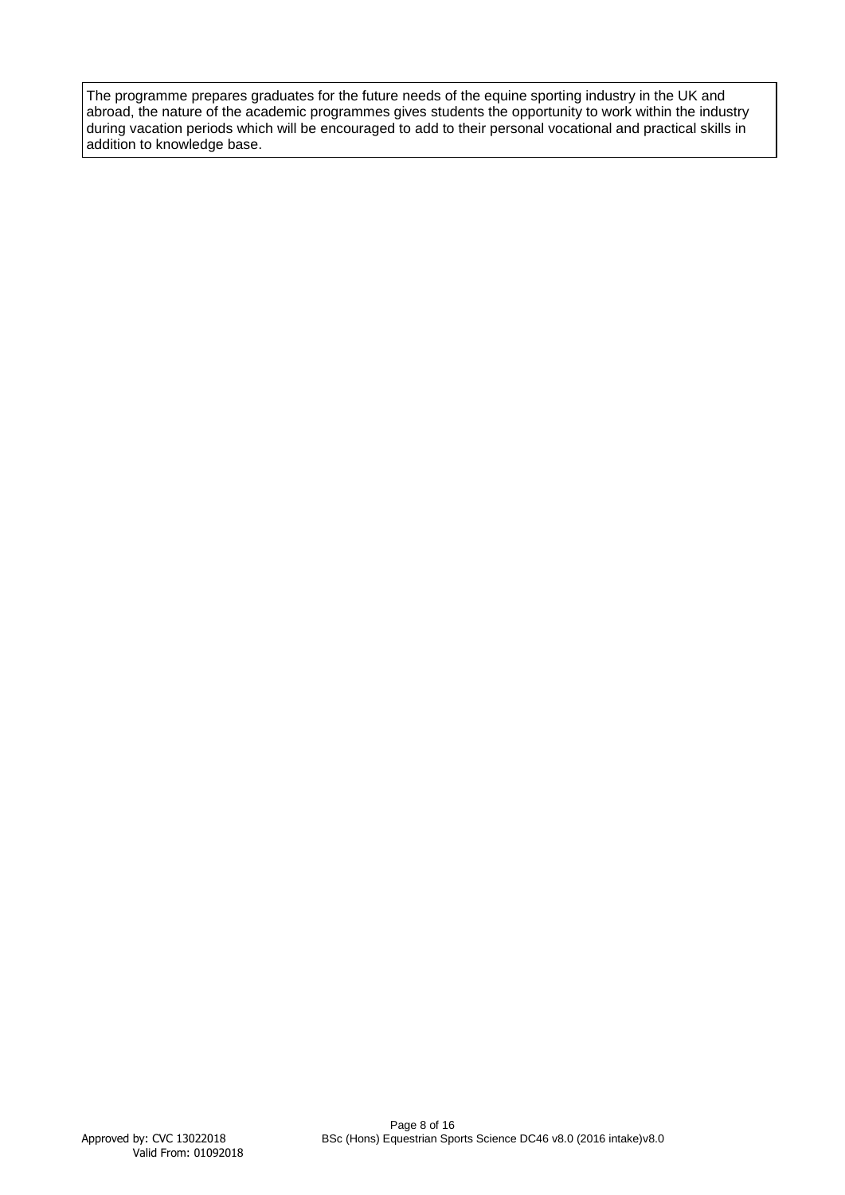The programme prepares graduates for the future needs of the equine sporting industry in the UK and abroad, the nature of the academic programmes gives students the opportunity to work within the industry during vacation periods which will be encouraged to add to their personal vocational and practical skills in addition to knowledge base.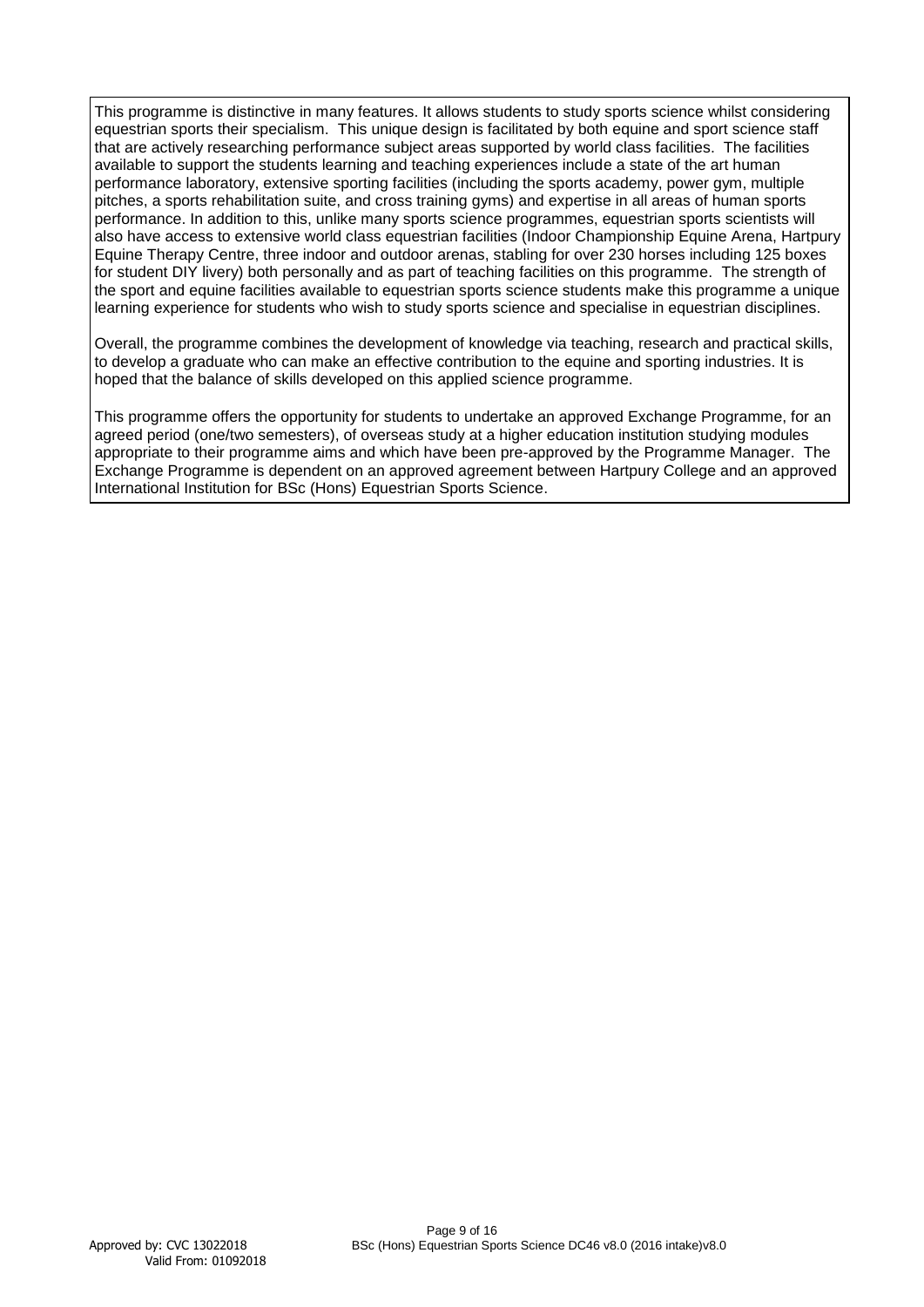This programme is distinctive in many features. It allows students to study sports science whilst considering equestrian sports their specialism. This unique design is facilitated by both equine and sport science staff that are actively researching performance subject areas supported by world class facilities. The facilities available to support the students learning and teaching experiences include a state of the art human performance laboratory, extensive sporting facilities (including the sports academy, power gym, multiple pitches, a sports rehabilitation suite, and cross training gyms) and expertise in all areas of human sports performance. In addition to this, unlike many sports science programmes, equestrian sports scientists will also have access to extensive world class equestrian facilities (Indoor Championship Equine Arena, Hartpury Equine Therapy Centre, three indoor and outdoor arenas, stabling for over 230 horses including 125 boxes for student DIY livery) both personally and as part of teaching facilities on this programme. The strength of the sport and equine facilities available to equestrian sports science students make this programme a unique learning experience for students who wish to study sports science and specialise in equestrian disciplines.

Overall, the programme combines the development of knowledge via teaching, research and practical skills, to develop a graduate who can make an effective contribution to the equine and sporting industries. It is hoped that the balance of skills developed on this applied science programme.

This programme offers the opportunity for students to undertake an approved Exchange Programme, for an agreed period (one/two semesters), of overseas study at a higher education institution studying modules appropriate to their programme aims and which have been pre-approved by the Programme Manager. The Exchange Programme is dependent on an approved agreement between Hartpury College and an approved International Institution for BSc (Hons) Equestrian Sports Science.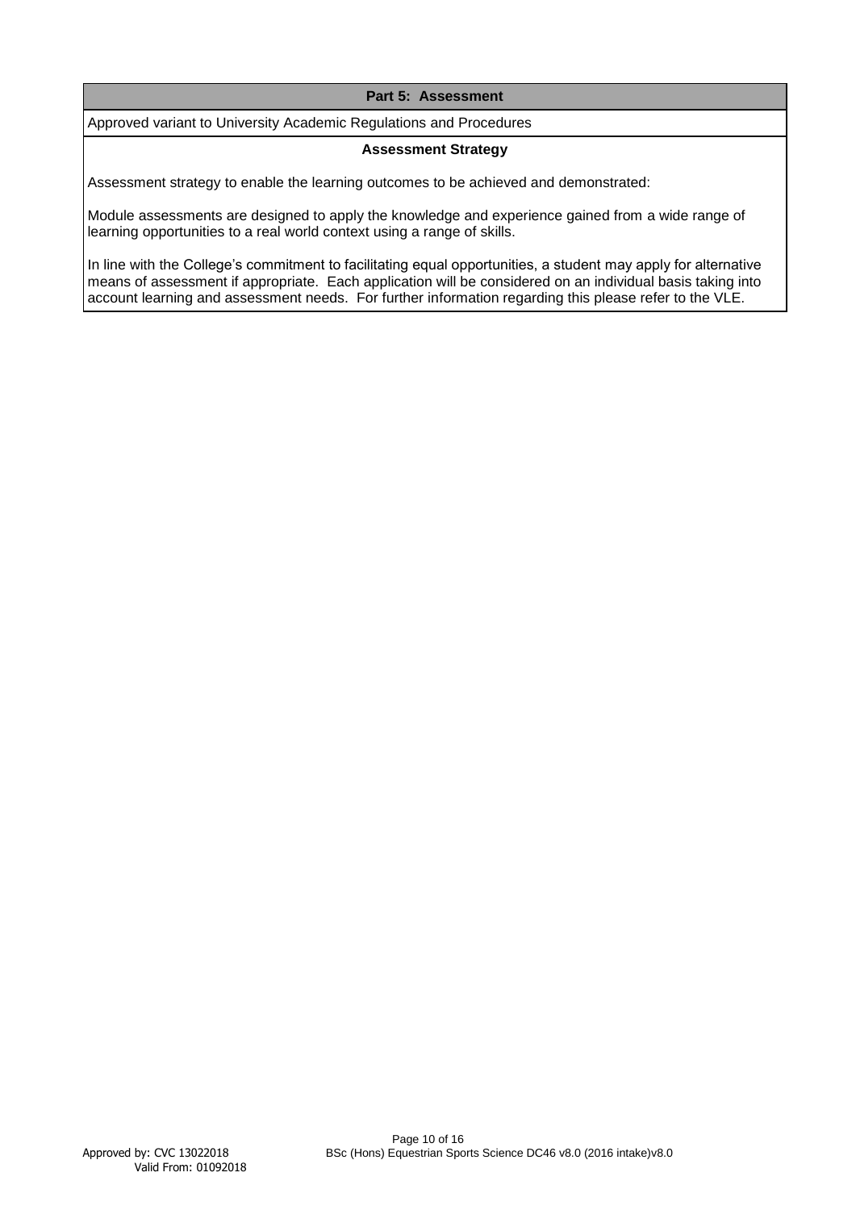## Part 5: Assessment

Approved variant to University Academic Regulations and Procedures

### Assessment Strategy

Assessment strategy to enable the learning outcomes to be achieved and demonstrated:

Module assessments are designed to apply the knowledge and experience gained from a wide range of learning opportunities to a real world context using a range of skills.

In line with the College's commitment to facilitating equal opportunities, a student may apply for alternative means of assessment if appropriate. Each application will be considered on an individual basis taking into account learning and assessment needs. For further information regarding this please refer to the VLE.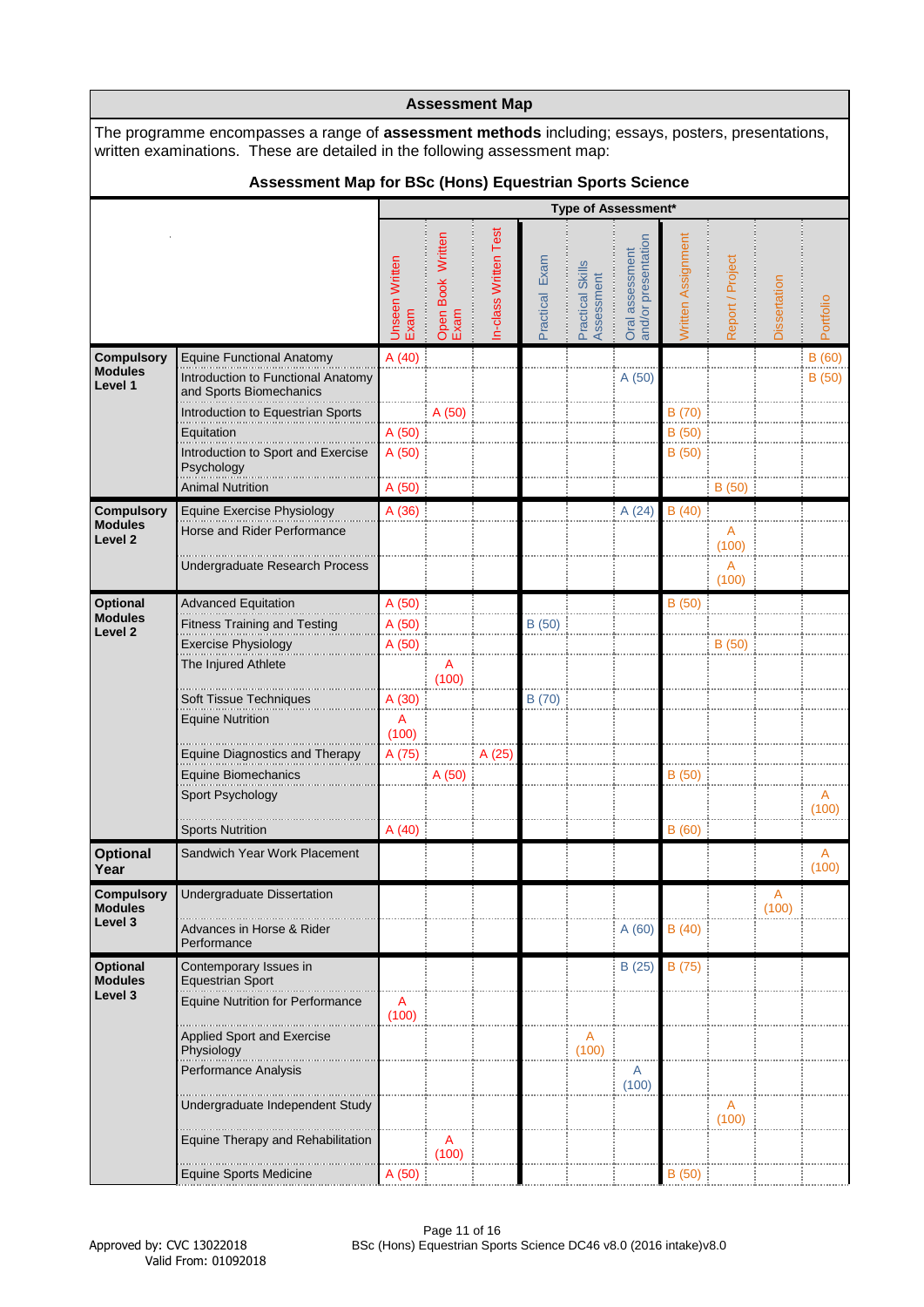## Assessment Map

The programme encompasses a range of **assessment methods** including; essays, posters, presentations, written examinations. These are detailed in the following assessment map:

### Assessment Map for BSc (Hons) Equestrian Sports Science

| | | Type of Assessment* | | | | | | | | | |
|---|---|---|---|---|---|---|---|---|---|---|---|
| | | Unseen Written Exam | Open Book Written Exam | In-class Written Test | Practical Exam | Practical Skills Assessment | Oral assessment and/or presentation | Written Assignment | Report / Project | Dissertation | Portfolio |
| **Compulsory Modules Level 1** | Equine Functional Anatomy | A (40) | | | | | | | | | B (60) |
| | Introduction to Functional Anatomy and Sports Biomechanics | | | | | | A (50) | | | | B (50) |
| | Introduction to Equestrian Sports | | A (50) | | | | | B (70) | | | |
| | Equitation | A (50) | | | | | | B (50) | | | |
| | Introduction to Sport and Exercise Psychology | A (50) | | | | | | B (50) | | | |
| | Animal Nutrition | A (50) | | | | | | | B (50) | | |
| **Compulsory Modules Level 2** | Equine Exercise Physiology | A (36) | | | | | A (24) | B (40) | | | |
| | Horse and Rider Performance | | | | | | | | A (100) | | |
| | Undergraduate Research Process | | | | | | | | A (100) | | |
| **Optional Modules Level 2** | Advanced Equitation | A (50) | | | | | | B (50) | | | |
| | Fitness Training and Testing | A (50) | | | B (50) | | | | | | |
| | Exercise Physiology | A (50) | | | | | | | B (50) | | |
| | The Injured Athlete | | A (100) | | | | | | | | |
| | Soft Tissue Techniques | A (30) | | | B (70) | | | | | | |
| | Equine Nutrition | A (100) | | | | | | | | | |
| | Equine Diagnostics and Therapy | A (75) | | A (25) | | | | | | | |
| | Equine Biomechanics | | A (50) | | | | | B (50) | | | |
| | Sport Psychology | | | | | | | | | | A (100) |
| | Sports Nutrition | A (40) | | | | | | B (60) | | | |
| **Optional Year** | Sandwich Year Work Placement | | | | | | | | | | A (100) |
| **Compulsory Modules Level 3** | Undergraduate Dissertation | | | | | | | | | A (100) | |
| | Advances in Horse & Rider Performance | | | | | | A (60) | B (40) | | | |
| **Optional Modules Level 3** | Contemporary Issues in Equestrian Sport | | | | | | B (25) | B (75) | | | |
| | Equine Nutrition for Performance | A (100) | | | | | | | | | |
| | Applied Sport and Exercise Physiology | | | | | A (100) | | | | | |
| | Performance Analysis | | | | | | A (100) | | | | |
| | Undergraduate Independent Study | | | | | | | | A (100) | | |
| | Equine Therapy and Rehabilitation | | A (100) | | | | | | | | |
| | Equine Sports Medicine | A (50) | | | | | | B (50) | | | |

Approved by: CVC 13022018
Valid From: 01092018

BSc (Hons) Equestrian Sports Science DC46 v8.0 (2016 intake)v8.0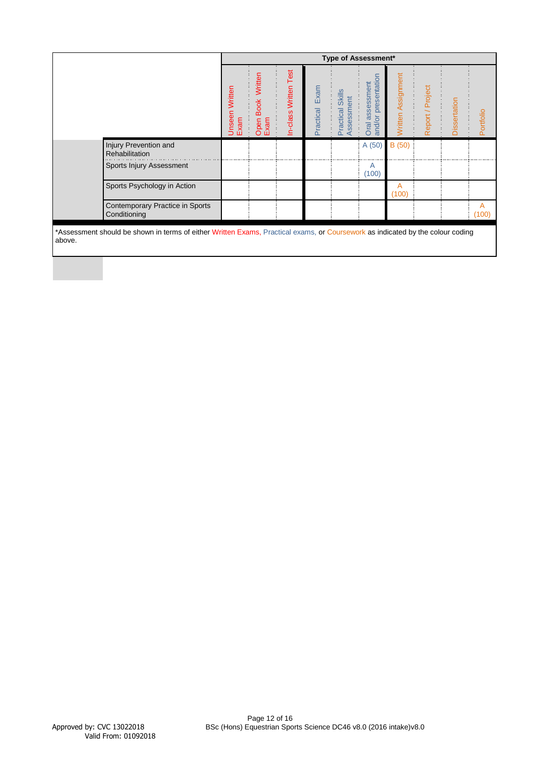| | Type of Assessment* | | | | | | | | | |
|---|---|---|---|---|---|---|---|---|---|---|
| | Unseen Written Exam | Open Book Written Exam | In-class Written Test | Practical Exam | Practical Skills Assessment | Oral assessment and/or presentation | Written Assignment | Report / Project | Dissertation | Portfolio |
| Injury Prevention and Rehabilitation | | | | | | A (50) | B (50) | | | |
| Sports Injury Assessment | | | | | | A (100) | | | | |
| Sports Psychology in Action | | | | | | | A (100) | | | |
| Contemporary Practice in Sports Conditioning | | | | | | | | | | A (100) |

*Assessment should be shown in terms of either Written Exams, Practical exams, or Coursework as indicated by the colour coding above.

Approved by: CVC 13022018
Valid From: 01092018

BSc (Hons) Equestrian Sports Science DC46 v8.0 (2016 intake)v8.0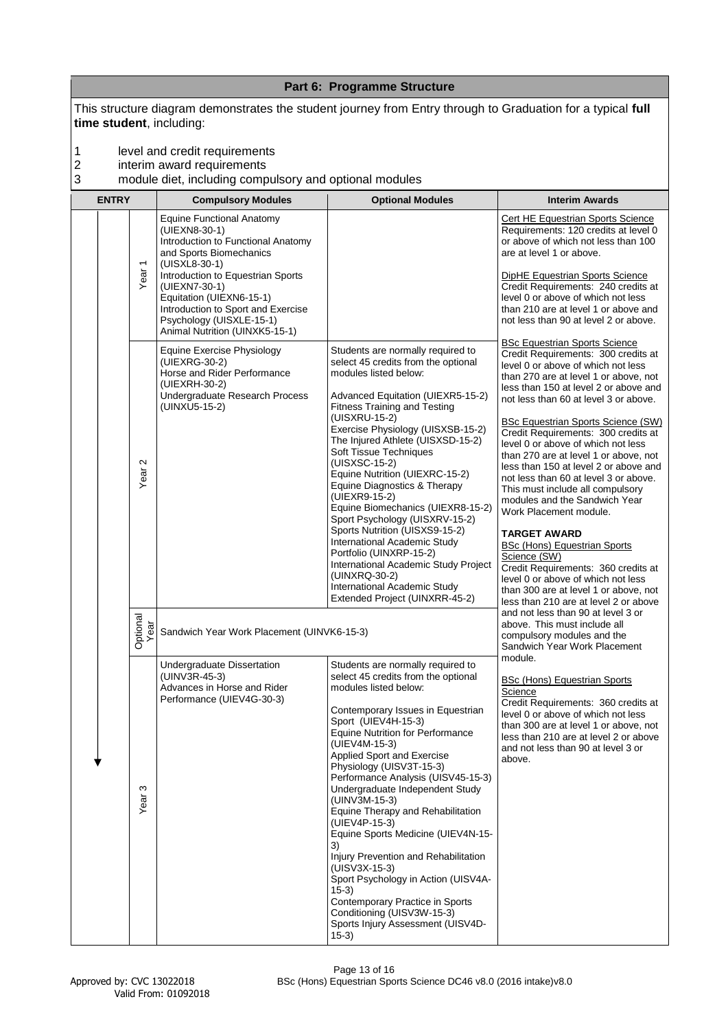## Part 6: Programme Structure

This structure diagram demonstrates the student journey from Entry through to Graduation for a typical **full time student**, including:

1. level and credit requirements
2. interim award requirements
3. module diet, including compulsory and optional modules

| ENTRY | Compulsory Modules | Optional Modules | Interim Awards |
|---|---|---|---|
| Year 1 | Equine Functional Anatomy (UIEXN8-30-1)<br>Introduction to Functional Anatomy and Sports Biomechanics (UISXL8-30-1)<br>Introduction to Equestrian Sports (UIEXN7-30-1)<br>Equitation (UIEXN6-15-1)<br>Introduction to Sport and Exercise Psychology (UISXLE-15-1)<br>Animal Nutrition (UINXK5-15-1) | | Cert HE Equestrian Sports Science<br>Requirements: 120 credits at level 0 or above of which not less than 100 are at level 1 or above.<br><br>DipHE Equestrian Sports Science<br>Credit Requirements: 240 credits at level 0 or above of which not less than 210 are at level 1 or above and not less than 90 at level 2 or above.<br><br>BSc Equestrian Sports Science<br>Credit Requirements: 300 credits at level 0 or above of which not less than 270 are at level 1 or above, not less than 150 at level 2 or above and not less than 60 at level 3 or above.<br><br>BSc Equestrian Sports Science (SW)<br>Credit Requirements: 300 credits at level 0 or above of which not less than 270 are at level 1 or above, not less than 150 at level 2 or above and not less than 60 at level 3 or above. This must include all compulsory modules and the Sandwich Year Work Placement module.<br><br>**TARGET AWARD**<br>BSc (Hons) Equestrian Sports Science (SW)<br>Credit Requirements: 360 credits at level 0 or above of which not less than 300 are at level 1 or above, not less than 210 are at level 2 or above and not less than 90 at level 3 or above. This must include all compulsory modules and the Sandwich Year Work Placement module.<br><br>BSc (Hons) Equestrian Sports Science<br>Credit Requirements: 360 credits at level 0 or above of which not less than 300 are at level 1 or above, not less than 210 are at level 2 or above and not less than 90 at level 3 or above. |
| Year 2 | Equine Exercise Physiology (UIEXRG-30-2)<br>Horse and Rider Performance (UIEXRH-30-2)<br>Undergraduate Research Process (UINXU5-15-2) | Students are normally required to select 45 credits from the optional modules listed below:<br><br>Advanced Equitation (UIEXR5-15-2)<br>Fitness Training and Testing (UISXRU-15-2)<br>Exercise Physiology (UISXSB-15-2)<br>The Injured Athlete (UISXSD-15-2)<br>Soft Tissue Techniques (UISXSC-15-2)<br>Equine Nutrition (UIEXRC-15-2)<br>Equine Diagnostics & Therapy (UIEXR9-15-2)<br>Equine Biomechanics (UIEXR8-15-2)<br>Sport Psychology (UISXRV-15-2)<br>Sports Nutrition (UISXS9-15-2)<br>International Academic Study Portfolio (UINXRP-15-2)<br>International Academic Study Project (UINXRQ-30-2)<br>International Academic Study Extended Project (UINXRR-45-2) | |
| Optional Year | Sandwich Year Work Placement (UINVK6-15-3) | | |
| Year 3 | Undergraduate Dissertation (UINV3R-45-3)<br>Advances in Horse and Rider Performance (UIEV4G-30-3) | Students are normally required to select 45 credits from the optional modules listed below:<br><br>Contemporary Issues in Equestrian Sport (UIEV4H-15-3)<br>Equine Nutrition for Performance (UIEV4M-15-3)<br>Applied Sport and Exercise Physiology (UISV3T-15-3)<br>Performance Analysis (UISV45-15-3)<br>Undergraduate Independent Study (UINV3M-15-3)<br>Equine Therapy and Rehabilitation (UIEV4P-15-3)<br>Equine Sports Medicine (UIEV4N-15-3)<br>Injury Prevention and Rehabilitation (UISV3X-15-3)<br>Sport Psychology in Action (UISV4A-15-3)<br>Contemporary Practice in Sports Conditioning (UISV3W-15-3)<br>Sports Injury Assessment (UISV4D-15-3) | |

Approved by: CVC 13022018
Valid From: 01092018

BSc (Hons) Equestrian Sports Science DC46 v8.0 (2016 intake)v8.0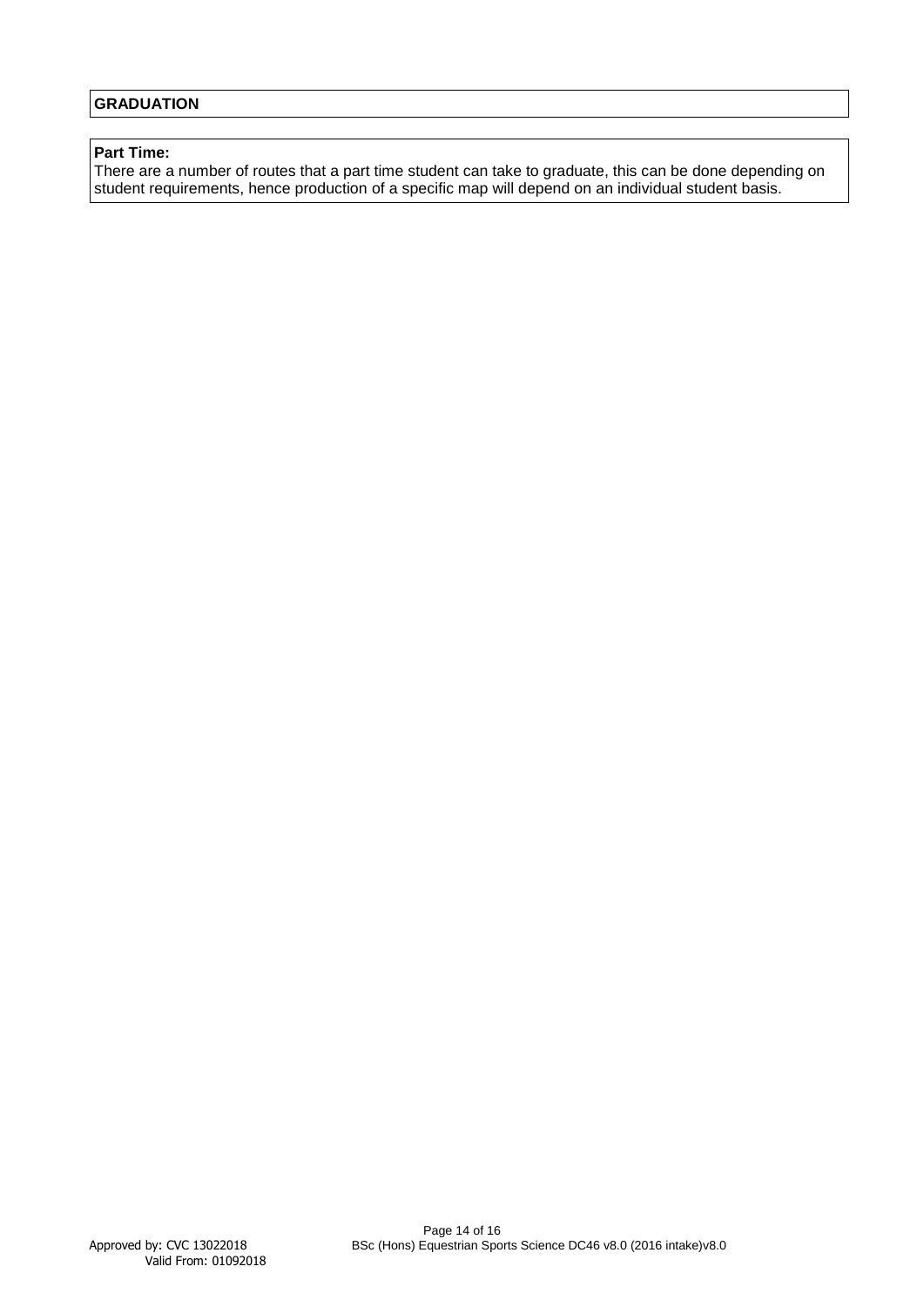**GRADUATION**

**Part Time:**

There are a number of routes that a part time student can take to graduate, this can be done depending on student requirements, hence production of a specific map will depend on an individual student basis.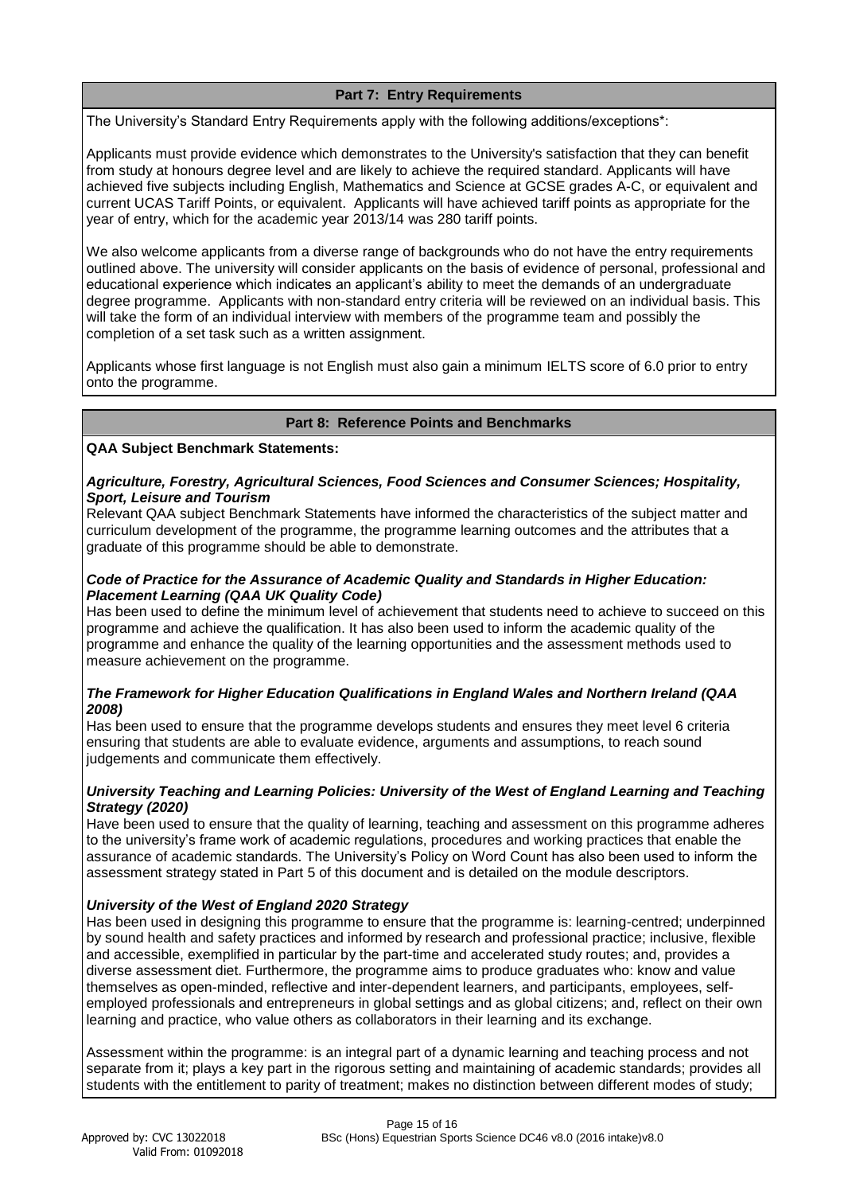## Part 7: Entry Requirements

The University's Standard Entry Requirements apply with the following additions/exceptions*:

Applicants must provide evidence which demonstrates to the University's satisfaction that they can benefit from study at honours degree level and are likely to achieve the required standard. Applicants will have achieved five subjects including English, Mathematics and Science at GCSE grades A-C, or equivalent and current UCAS Tariff Points, or equivalent. Applicants will have achieved tariff points as appropriate for the year of entry, which for the academic year 2013/14 was 280 tariff points.

We also welcome applicants from a diverse range of backgrounds who do not have the entry requirements outlined above. The university will consider applicants on the basis of evidence of personal, professional and educational experience which indicates an applicant's ability to meet the demands of an undergraduate degree programme. Applicants with non-standard entry criteria will be reviewed on an individual basis. This will take the form of an individual interview with members of the programme team and possibly the completion of a set task such as a written assignment.

Applicants whose first language is not English must also gain a minimum IELTS score of 6.0 prior to entry onto the programme.

## Part 8: Reference Points and Benchmarks

**QAA Subject Benchmark Statements:**

***Agriculture, Forestry, Agricultural Sciences, Food Sciences and Consumer Sciences; Hospitality, Sport, Leisure and Tourism***

Relevant QAA subject Benchmark Statements have informed the characteristics of the subject matter and curriculum development of the programme, the programme learning outcomes and the attributes that a graduate of this programme should be able to demonstrate.

***Code of Practice for the Assurance of Academic Quality and Standards in Higher Education: Placement Learning (QAA UK Quality Code)***

Has been used to define the minimum level of achievement that students need to achieve to succeed on this programme and achieve the qualification. It has also been used to inform the academic quality of the programme and enhance the quality of the learning opportunities and the assessment methods used to measure achievement on the programme.

***The Framework for Higher Education Qualifications in England Wales and Northern Ireland (QAA 2008)***

Has been used to ensure that the programme develops students and ensures they meet level 6 criteria ensuring that students are able to evaluate evidence, arguments and assumptions, to reach sound judgements and communicate them effectively.

***University Teaching and Learning Policies: University of the West of England Learning and Teaching Strategy (2020)***

Have been used to ensure that the quality of learning, teaching and assessment on this programme adheres to the university's frame work of academic regulations, procedures and working practices that enable the assurance of academic standards. The University's Policy on Word Count has also been used to inform the assessment strategy stated in Part 5 of this document and is detailed on the module descriptors.

***University of the West of England 2020 Strategy***

Has been used in designing this programme to ensure that the programme is: learning-centred; underpinned by sound health and safety practices and informed by research and professional practice; inclusive, flexible and accessible, exemplified in particular by the part-time and accelerated study routes; and, provides a diverse assessment diet. Furthermore, the programme aims to produce graduates who: know and value themselves as open-minded, reflective and inter-dependent learners, and participants, employees, self-employed professionals and entrepreneurs in global settings and as global citizens; and, reflect on their own learning and practice, who value others as collaborators in their learning and its exchange.

Assessment within the programme: is an integral part of a dynamic learning and teaching process and not separate from it; plays a key part in the rigorous setting and maintaining of academic standards; provides all students with the entitlement to parity of treatment; makes no distinction between different modes of study;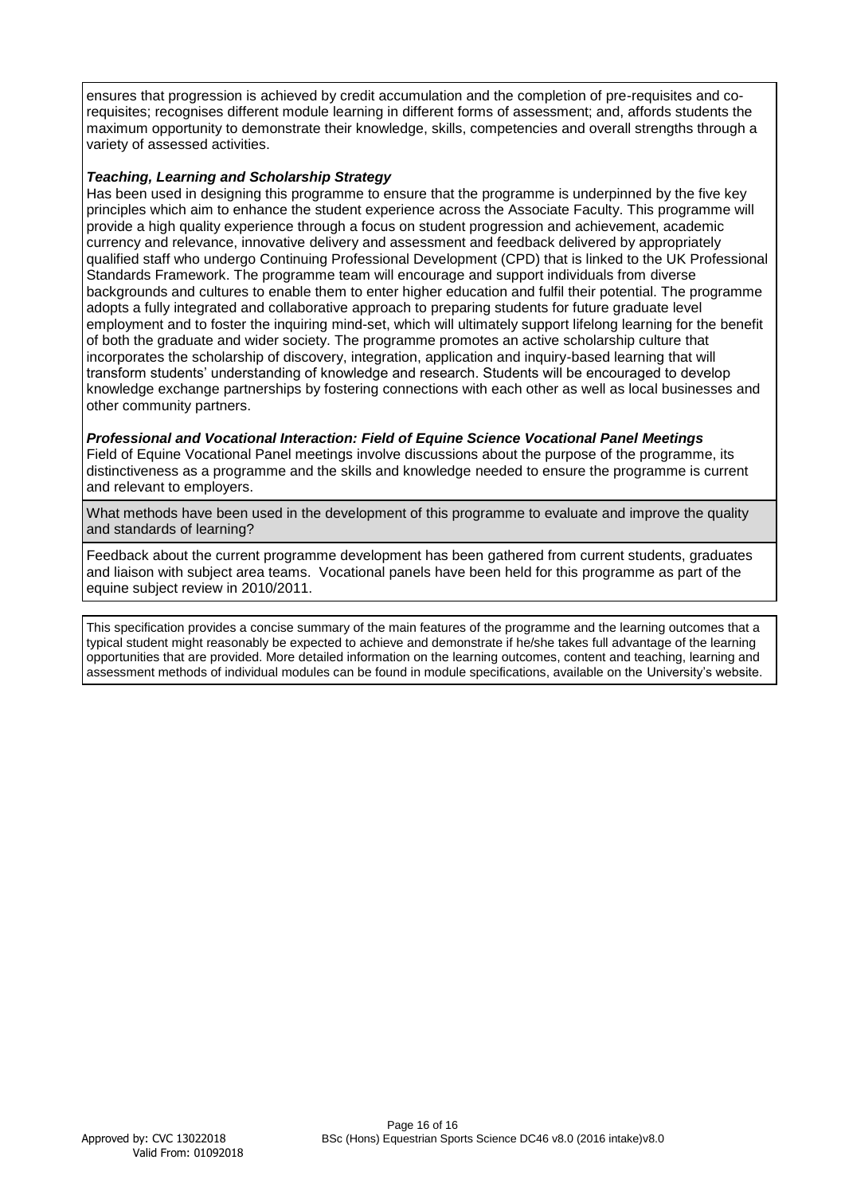ensures that progression is achieved by credit accumulation and the completion of pre-requisites and co-requisites; recognises different module learning in different forms of assessment; and, affords students the maximum opportunity to demonstrate their knowledge, skills, competencies and overall strengths through a variety of assessed activities.

***Teaching, Learning and Scholarship Strategy***

Has been used in designing this programme to ensure that the programme is underpinned by the five key principles which aim to enhance the student experience across the Associate Faculty. This programme will provide a high quality experience through a focus on student progression and achievement, academic currency and relevance, innovative delivery and assessment and feedback delivered by appropriately qualified staff who undergo Continuing Professional Development (CPD) that is linked to the UK Professional Standards Framework. The programme team will encourage and support individuals from diverse backgrounds and cultures to enable them to enter higher education and fulfil their potential. The programme adopts a fully integrated and collaborative approach to preparing students for future graduate level employment and to foster the inquiring mind-set, which will ultimately support lifelong learning for the benefit of both the graduate and wider society. The programme promotes an active scholarship culture that incorporates the scholarship of discovery, integration, application and inquiry-based learning that will transform students' understanding of knowledge and research. Students will be encouraged to develop knowledge exchange partnerships by fostering connections with each other as well as local businesses and other community partners.

***Professional and Vocational Interaction: Field of Equine Science Vocational Panel Meetings***

Field of Equine Vocational Panel meetings involve discussions about the purpose of the programme, its distinctiveness as a programme and the skills and knowledge needed to ensure the programme is current and relevant to employers.

What methods have been used in the development of this programme to evaluate and improve the quality and standards of learning?

Feedback about the current programme development has been gathered from current students, graduates and liaison with subject area teams. Vocational panels have been held for this programme as part of the equine subject review in 2010/2011.

This specification provides a concise summary of the main features of the programme and the learning outcomes that a typical student might reasonably be expected to achieve and demonstrate if he/she takes full advantage of the learning opportunities that are provided. More detailed information on the learning outcomes, content and teaching, learning and assessment methods of individual modules can be found in module specifications, available on the University's website.